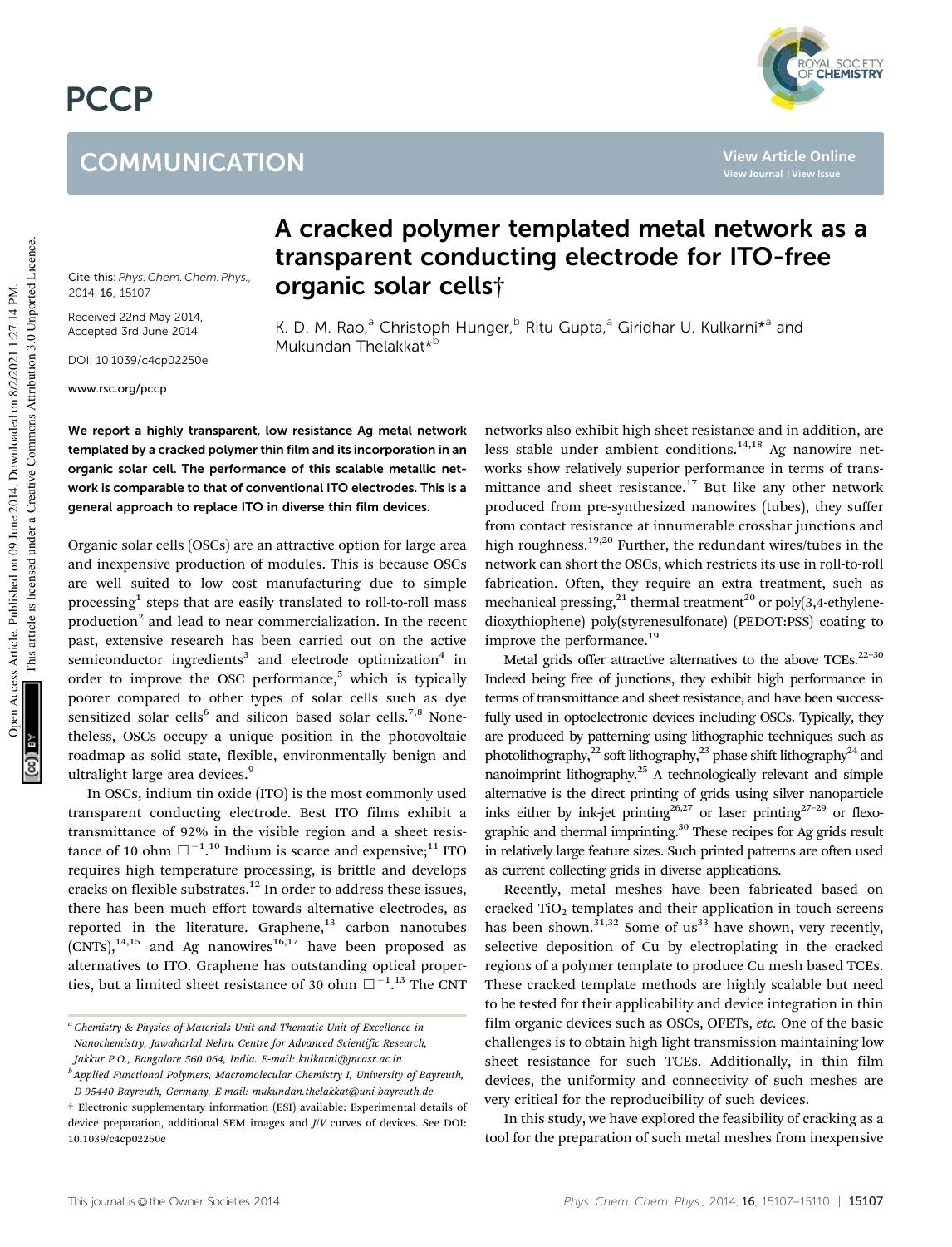# PCCP

## COMMUNICATION

Cite this: *Phys. Chem. Chem. Phys.*, 2014, 16, 15107

Received 22nd May 2014, Accepted 3rd June 2014

DOI: 10.1039/c4cp02250e

www.rsc.org/pccp

# A cracked polymer templated metal network as a transparent conducting electrode for ITO-free organic solar cells†

K. D. M. Rao,[a] Christoph Hunger,[b] Ritu Gupta,[a] Giridhar U. Kulkarni*[a] and Mukundan Thelakkat*[b]

**We report a highly transparent, low resistance Ag metal network templated by a cracked polymer thin film and its incorporation in an organic solar cell. The performance of this scalable metallic network is comparable to that of conventional ITO electrodes. This is a general approach to replace ITO in diverse thin film devices.**

Organic solar cells (OSCs) are an attractive option for large area and inexpensive production of modules. This is because OSCs are well suited to low cost manufacturing due to simple processing[1] steps that are easily translated to roll-to-roll mass production[2] and lead to near commercialization. In the recent past, extensive research has been carried out on the active semiconductor ingredients[3] and electrode optimization[4] in order to improve the OSC performance,[5] which is typically poorer compared to other types of solar cells such as dye sensitized solar cells[6] and silicon based solar cells.[7,8] Nonetheless, OSCs occupy a unique position in the photovoltaic roadmap as solid state, flexible, environmentally benign and ultralight large area devices.[9]

In OSCs, indium tin oxide (ITO) is the most commonly used transparent conducting electrode. Best ITO films exhibit a transmittance of 92% in the visible region and a sheet resistance of 10 ohm $\square^{-1}$.[10] Indium is scarce and expensive;[11] ITO requires high temperature processing, is brittle and develops cracks on flexible substrates.[12] In order to address these issues, there has been much effort towards alternative electrodes, as reported in the literature. Graphene,[13] carbon nanotubes (CNTs),[14,15] and Ag nanowires[16,17] have been proposed as alternatives to ITO. Graphene has outstanding optical properties, but a limited sheet resistance of 30 ohm $\square^{-1}$.[13] The CNT networks also exhibit high sheet resistance and in addition, are less stable under ambient conditions.[14,18] Ag nanowire networks show relatively superior performance in terms of transmittance and sheet resistance.[17] But like any other network produced from pre-synthesized nanowires (tubes), they suffer from contact resistance at innumerable crossbar junctions and high roughness.[19,20] Further, the redundant wires/tubes in the network can short the OSCs, which restricts its use in roll-to-roll fabrication. Often, they require an extra treatment, such as mechanical pressing,[21] thermal treatment[20] or poly(3,4-ethylenedioxythiophene) poly(styrenesulfonate) (PEDOT:PSS) coating to improve the performance.[19]

Metal grids offer attractive alternatives to the above TCEs.[22–30] Indeed being free of junctions, they exhibit high performance in terms of transmittance and sheet resistance, and have been successfully used in optoelectronic devices including OSCs. Typically, they are produced by patterning using lithographic techniques such as photolithography,[22] soft lithography,[23] phase shift lithography[24] and nanoimprint lithography.[25] A technologically relevant and simple alternative is the direct printing of grids using silver nanoparticle inks either by ink-jet printing[26,27] or laser printing[27–29] or flexographic and thermal imprinting.[30] These recipes for Ag grids result in relatively large feature sizes. Such printed patterns are often used as current collecting grids in diverse applications.

Recently, metal meshes have been fabricated based on cracked $TiO_2$ templates and their application in touch screens has been shown.[31,32] Some of us[33] have shown, very recently, selective deposition of Cu by electroplating in the cracked regions of a polymer template to produce Cu mesh based TCEs. These cracked template methods are highly scalable but need to be tested for their applicability and device integration in thin film organic devices such as OSCs, OFETs, *etc.* One of the basic challenges is to obtain high light transmission maintaining low sheet resistance for such TCEs. Additionally, in thin film devices, the uniformity and connectivity of such meshes are very critical for the reproducibility of such devices.

In this study, we have explored the feasibility of cracking as a tool for the preparation of such metal meshes from inexpensive

---

[a] Chemistry & Physics of Materials Unit and Thematic Unit of Excellence in Nanochemistry, Jawaharlal Nehru Centre for Advanced Scientific Research, Jakkur P.O., Bangalore 560 064, India. E-mail: kulkarni@jncasr.ac.in

[b] Applied Functional Polymers, Macromolecular Chemistry I, University of Bayreuth, D-95440 Bayreuth, Germany. E-mail: mukundan.thelakkat@uni-bayreuth.de

† Electronic supplementary information (ESI) available: Experimental details of device preparation, additional SEM images and *J*/*V* curves of devices. See DOI: 10.1039/c4cp02250e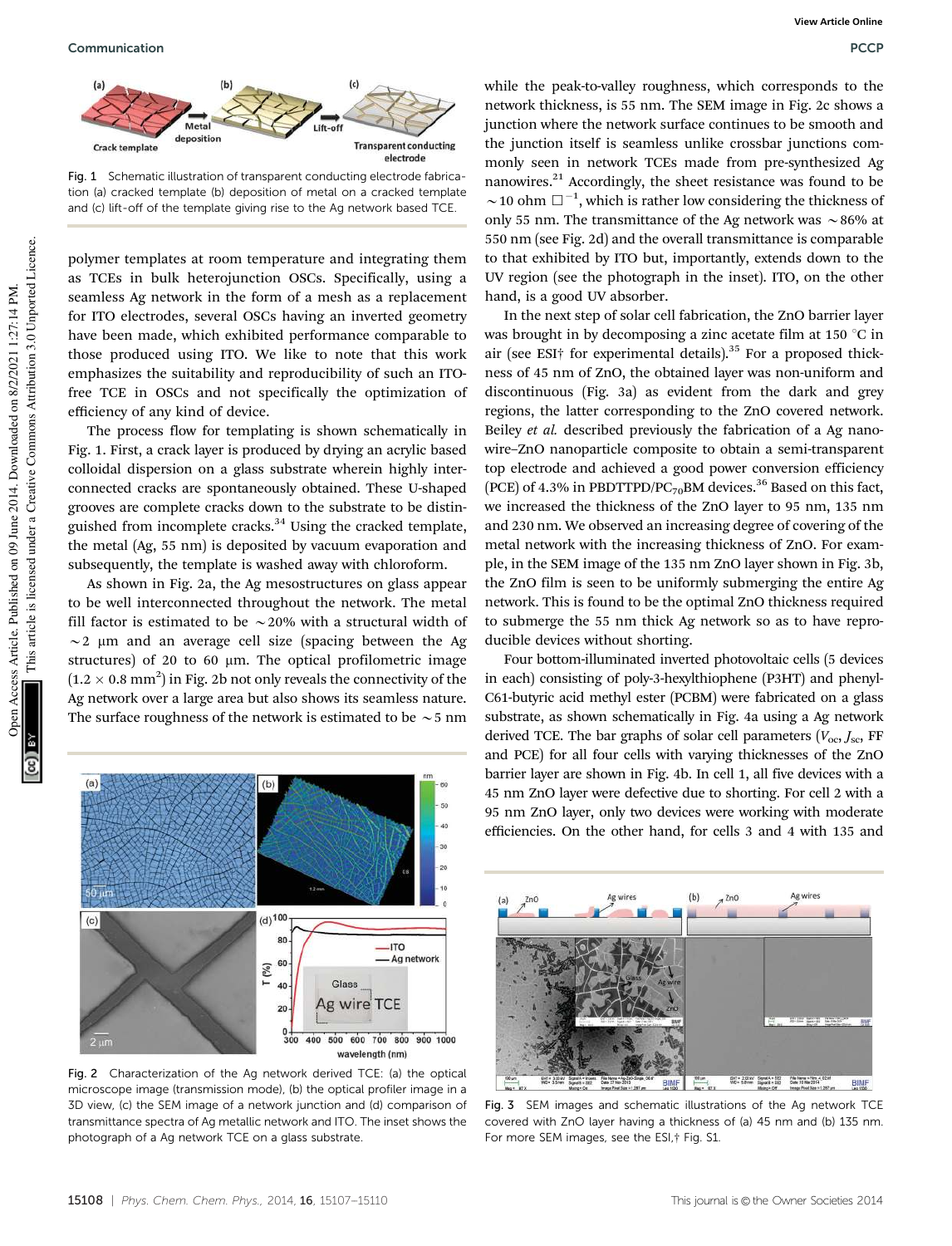Fig. 1 Schematic illustration of transparent conducting electrode fabrication (a) cracked template (b) deposition of metal on a cracked template and (c) lift-off of the template giving rise to the Ag network based TCE.

polymer templates at room temperature and integrating them as TCEs in bulk heterojunction OSCs. Specifically, using a seamless Ag network in the form of a mesh as a replacement for ITO electrodes, several OSCs having an inverted geometry have been made, which exhibited performance comparable to those produced using ITO. We like to note that this work emphasizes the suitability and reproducibility of such an ITO-free TCE in OSCs and not specifically the optimization of efficiency of any kind of device.

The process flow for templating is shown schematically in Fig. 1. First, a crack layer is produced by drying an acrylic based colloidal dispersion on a glass substrate wherein highly interconnected cracks are spontaneously obtained. These U-shaped grooves are complete cracks down to the substrate to be distinguished from incomplete cracks.[34] Using the cracked template, the metal (Ag, 55 nm) is deposited by vacuum evaporation and subsequently, the template is washed away with chloroform.

As shown in Fig. 2a, the Ag mesostructures on glass appear to be well interconnected throughout the network. The metal fill factor is estimated to be ~20% with a structural width of ~2 μm and an average cell size (spacing between the Ag structures) of 20 to 60 μm. The optical profilometric image ($1.2 \times 0.8$ mm$^2$) in Fig. 2b not only reveals the connectivity of the Ag network over a large area but also shows its seamless nature. The surface roughness of the network is estimated to be ~5 nm

Fig. 2 Characterization of the Ag network derived TCE: (a) the optical microscope image (transmission mode), (b) the optical profiler image in a 3D view, (c) the SEM image of a network junction and (d) comparison of transmittance spectra of Ag metallic network and ITO. The inset shows the photograph of a Ag network TCE on a glass substrate.

while the peak-to-valley roughness, which corresponds to the network thickness, is 55 nm. The SEM image in Fig. 2c shows a junction where the network surface continues to be smooth and the junction itself is seamless unlike crossbar junctions commonly seen in network TCEs made from pre-synthesized Ag nanowires.[21] Accordingly, the sheet resistance was found to be ~10 ohm $\square^{-1}$, which is rather low considering the thickness of only 55 nm. The transmittance of the Ag network was ~86% at 550 nm (see Fig. 2d) and the overall transmittance is comparable to that exhibited by ITO but, importantly, extends down to the UV region (see the photograph in the inset). ITO, on the other hand, is a good UV absorber.

In the next step of solar cell fabrication, the ZnO barrier layer was brought in by decomposing a zinc acetate film at 150 °C in air (see ESI† for experimental details).[35] For a proposed thickness of 45 nm of ZnO, the obtained layer was non-uniform and discontinuous (Fig. 3a) as evident from the dark and grey regions, the latter corresponding to the ZnO covered network. Beiley *et al.* described previously the fabrication of a Ag nanowire–ZnO nanoparticle composite to obtain a semi-transparent top electrode and achieved a good power conversion efficiency (PCE) of 4.3% in PBDTTPD/PC$_{70}$BM devices.[36] Based on this fact, we increased the thickness of the ZnO layer to 95 nm, 135 nm and 230 nm. We observed an increasing degree of covering of the metal network with the increasing thickness of ZnO. For example, in the SEM image of the 135 nm ZnO layer shown in Fig. 3b, the ZnO film is seen to be uniformly submerging the entire Ag network. This is found to be the optimal ZnO thickness required to submerge the 55 nm thick Ag network so as to have reproducible devices without shorting.

Four bottom-illuminated inverted photovoltaic cells (5 devices in each) consisting of poly-3-hexylthiophene (P3HT) and phenyl-C61-butyric acid methyl ester (PCBM) were fabricated on a glass substrate, as shown schematically in Fig. 4a using a Ag network derived TCE. The bar graphs of solar cell parameters ($V_{oc}$, $J_{sc}$, FF and PCE) for all four cells with varying thicknesses of the ZnO barrier layer are shown in Fig. 4b. In cell 1, all five devices with a 45 nm ZnO layer were defective due to shorting. For cell 2 with a 95 nm ZnO layer, only two devices were working with moderate efficiencies. On the other hand, for cells 3 and 4 with 135 and

Fig. 3 SEM images and schematic illustrations of the Ag network TCE covered with ZnO layer having a thickness of (a) 45 nm and (b) 135 nm. For more SEM images, see the ESI,† Fig. S1.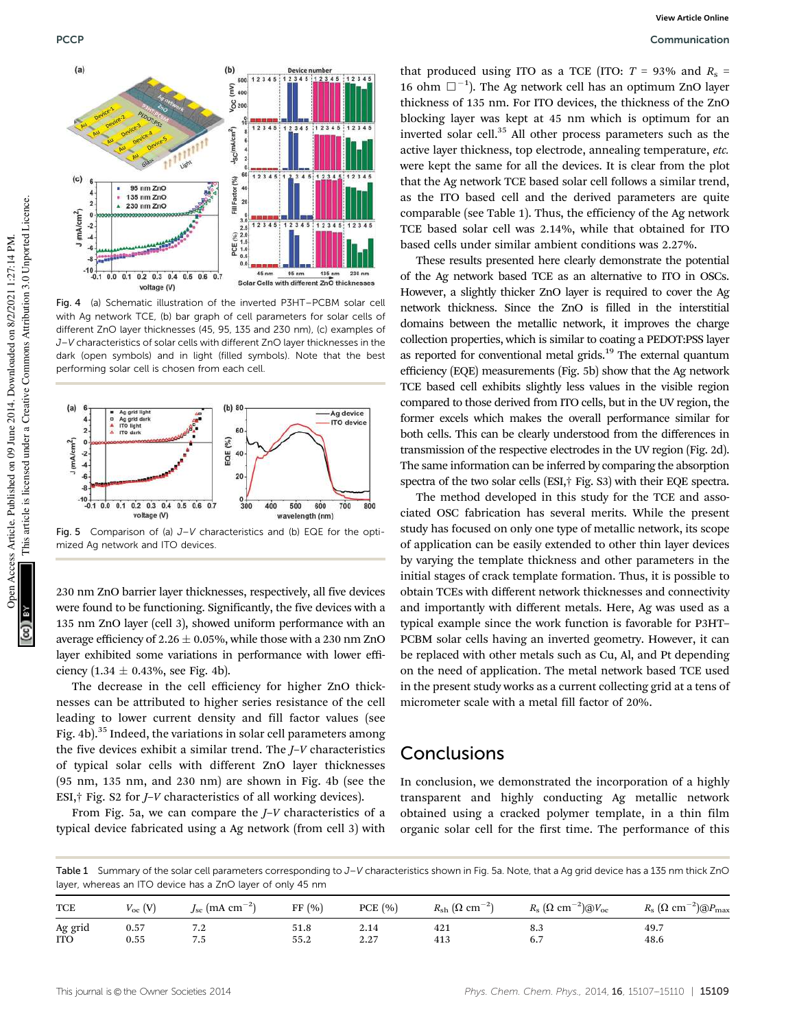Fig. 4 (a) Schematic illustration of the inverted P3HT–PCBM solar cell with Ag network TCE, (b) bar graph of cell parameters for solar cells of different ZnO layer thicknesses (45, 95, 135 and 230 nm), (c) examples of $J$–$V$ characteristics of solar cells with different ZnO layer thicknesses in the dark (open symbols) and in light (filled symbols). Note that the best performing solar cell is chosen from each cell.

Fig. 5 Comparison of (a) $J$–$V$ characteristics and (b) EQE for the optimized Ag network and ITO devices.

230 nm ZnO barrier layer thicknesses, respectively, all five devices were found to be functioning. Significantly, the five devices with a 135 nm ZnO layer (cell 3), showed uniform performance with an average efficiency of 2.26 ± 0.05%, while those with a 230 nm ZnO layer exhibited some variations in performance with lower efficiency (1.34 ± 0.43%, see Fig. 4b).

The decrease in the cell efficiency for higher ZnO thicknesses can be attributed to higher series resistance of the cell leading to lower current density and fill factor values (see Fig. 4b).[35] Indeed, the variations in solar cell parameters among the five devices exhibit a similar trend. The $J$–$V$ characteristics of typical solar cells with different ZnO layer thicknesses (95 nm, 135 nm, and 230 nm) are shown in Fig. 4b (see the ESI,† Fig. S2 for $J$–$V$ characteristics of all working devices).

From Fig. 5a, we can compare the $J$–$V$ characteristics of a typical device fabricated using a Ag network (from cell 3) with that produced using ITO as a TCE (ITO: $T$ = 93% and $R_s$ = 16 ohm □$^{-1}$). The Ag network cell has an optimum ZnO layer thickness of 135 nm. For ITO devices, the thickness of the ZnO blocking layer was kept at 45 nm which is optimum for an inverted solar cell.[35] All other process parameters such as the active layer thickness, top electrode, annealing temperature, *etc.* were kept the same for all the devices. It is clear from the plot that the Ag network TCE based solar cell follows a similar trend, as the ITO based cell and the derived parameters are quite comparable (see Table 1). Thus, the efficiency of the Ag network TCE based solar cell was 2.14%, while that obtained for ITO based cells under similar ambient conditions was 2.27%.

These results presented here clearly demonstrate the potential of the Ag network based TCE as an alternative to ITO in OSCs. However, a slightly thicker ZnO layer is required to cover the Ag network thickness. Since the ZnO is filled in the interstitial domains between the metallic network, it improves the charge collection properties, which is similar to coating a PEDOT:PSS layer as reported for conventional metal grids.[19] The external quantum efficiency (EQE) measurements (Fig. 5b) show that the Ag network TCE based cell exhibits slightly less values in the visible region compared to those derived from ITO cells, but in the UV region, the former excels which makes the overall performance similar for both cells. This can be clearly understood from the differences in transmission of the respective electrodes in the UV region (Fig. 2d). The same information can be inferred by comparing the absorption spectra of the two solar cells (ESI,† Fig. S3) with their EQE spectra.

The method developed in this study for the TCE and associated OSC fabrication has several merits. While the present study has focused on only one type of metallic network, its scope of application can be easily extended to other thin layer devices by varying the template thickness and other parameters in the initial stages of crack template formation. Thus, it is possible to obtain TCEs with different network thicknesses and connectivity and importantly with different metals. Here, Ag was used as a typical example since the work function is favorable for P3HT–PCBM solar cells having an inverted geometry. However, it can be replaced with other metals such as Cu, Al, and Pt depending on the need of application. The metal network based TCE used in the present study works as a current collecting grid at a tens of micrometer scale with a metal fill factor of 20%.

## Conclusions

In conclusion, we demonstrated the incorporation of a highly transparent and highly conducting Ag metallic network obtained using a cracked polymer template, in a thin film organic solar cell for the first time. The performance of this

Table 1 Summary of the solar cell parameters corresponding to $J$–$V$ characteristics shown in Fig. 5a. Note, that a Ag grid device has a 135 nm thick ZnO layer, whereas an ITO device has a ZnO layer of only 45 nm

| TCE | $V_{oc}$ (V) | $J_{sc}$ (mA cm$^{-2}$) | FF (%) | PCE (%) | $R_{sh}$ (Ω cm$^{-2}$) | $R_s$ (Ω cm$^{-2}$)@$V_{oc}$ | $R_s$ (Ω cm$^{-2}$)@$P_{max}$ |
|---|---|---|---|---|---|---|---|
| Ag grid | 0.57 | 7.2 | 51.8 | 2.14 | 421 | 8.3 | 49.7 |
| ITO | 0.55 | 7.5 | 55.2 | 2.27 | 413 | 6.7 | 48.6 |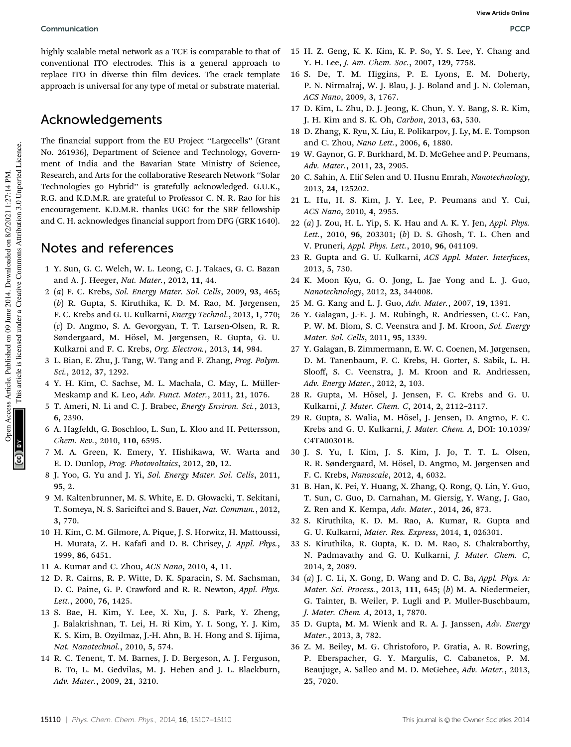highly scalable metal network as a TCE is comparable to that of conventional ITO electrodes. This is a general approach to replace ITO in diverse thin film devices. The crack template approach is universal for any type of metal or substrate material.

## Acknowledgements

The financial support from the EU Project "Largecells" (Grant No. 261936), Department of Science and Technology, Government of India and the Bavarian State Ministry of Science, Research, and Arts for the collaborative Research Network "Solar Technologies go Hybrid" is gratefully acknowledged. G.U.K., R.G. and K.D.M.R. are grateful to Professor C. N. R. Rao for his encouragement. K.D.M.R. thanks UGC for the SRF fellowship and C. H. acknowledges financial support from DFG (GRK 1640).

## Notes and references

1 Y. Sun, G. C. Welch, W. L. Leong, C. J. Takacs, G. C. Bazan and A. J. Heeger, *Nat. Mater.*, 2012, **11**, 44.

2 (*a*) F. C. Krebs, *Sol. Energy Mater. Sol. Cells*, 2009, **93**, 465; (*b*) R. Gupta, S. Kiruthika, K. D. M. Rao, M. Jørgensen, F. C. Krebs and G. U. Kulkarni, *Energy Technol.*, 2013, **1**, 770; (*c*) D. Angmo, S. A. Gevorgyan, T. T. Larsen-Olsen, R. R. Søndergaard, M. Hösel, M. Jørgensen, R. Gupta, G. U. Kulkarni and F. C. Krebs, *Org. Electron.*, 2013, **14**, 984.

3 L. Bian, E. Zhu, J. Tang, W. Tang and F. Zhang, *Prog. Polym. Sci.*, 2012, **37**, 1292.

4 Y. H. Kim, C. Sachse, M. L. Machala, C. May, L. Müller-Meskamp and K. Leo, *Adv. Funct. Mater.*, 2011, **21**, 1076.

5 T. Ameri, N. Li and C. J. Brabec, *Energy Environ. Sci.*, 2013, **6**, 2390.

6 A. Hagfeldt, G. Boschloo, L. Sun, L. Kloo and H. Pettersson, *Chem. Rev.*, 2010, **110**, 6595.

7 M. A. Green, K. Emery, Y. Hishikawa, W. Warta and E. D. Dunlop, *Prog. Photovoltaics*, 2012, **20**, 12.

8 J. Yoo, G. Yu and J. Yi, *Sol. Energy Mater. Sol. Cells*, 2011, **95**, 2.

9 M. Kaltenbrunner, M. S. White, E. D. Głowacki, T. Sekitani, T. Someya, N. S. Sariciftci and S. Bauer, *Nat. Commun.*, 2012, **3**, 770.

10 H. Kim, C. M. Gilmore, A. Pique, J. S. Horwitz, H. Mattoussi, H. Murata, Z. H. Kafafi and D. B. Chrisey, *J. Appl. Phys.*, 1999, **86**, 6451.

11 A. Kumar and C. Zhou, *ACS Nano*, 2010, **4**, 11.

12 D. R. Cairns, R. P. Witte, D. K. Sparacin, S. M. Sachsman, D. C. Paine, G. P. Crawford and R. R. Newton, *Appl. Phys. Lett.*, 2000, **76**, 1425.

13 S. Bae, H. Kim, Y. Lee, X. Xu, J. S. Park, Y. Zheng, J. Balakrishnan, T. Lei, H. Ri Kim, Y. I. Song, Y. J. Kim, K. S. Kim, B. Ozyilmaz, J.-H. Ahn, B. H. Hong and S. Iijima, *Nat. Nanotechnol.*, 2010, **5**, 574.

14 R. C. Tenent, T. M. Barnes, J. D. Bergeson, A. J. Ferguson, B. To, L. M. Gedvilas, M. J. Heben and J. L. Blackburn, *Adv. Mater.*, 2009, **21**, 3210.

15 H. Z. Geng, K. K. Kim, K. P. So, Y. S. Lee, Y. Chang and Y. H. Lee, *J. Am. Chem. Soc.*, 2007, **129**, 7758.

16 S. De, T. M. Higgins, P. E. Lyons, E. M. Doherty, P. N. Nirmalraj, W. J. Blau, J. J. Boland and J. N. Coleman, *ACS Nano*, 2009, **3**, 1767.

17 D. Kim, L. Zhu, D. J. Jeong, K. Chun, Y. Y. Bang, S. R. Kim, J. H. Kim and S. K. Oh, *Carbon*, 2013, **63**, 530.

18 D. Zhang, K. Ryu, X. Liu, E. Polikarpov, J. Ly, M. E. Tompson and C. Zhou, *Nano Lett.*, 2006, **6**, 1880.

19 W. Gaynor, G. F. Burkhard, M. D. McGehee and P. Peumans, *Adv. Mater.*, 2011, **23**, 2905.

20 C. Sahin, A. Elif Selen and U. Husnu Emrah, *Nanotechnology*, 2013, **24**, 125202.

21 L. Hu, H. S. Kim, J. Y. Lee, P. Peumans and Y. Cui, *ACS Nano*, 2010, **4**, 2955.

22 (*a*) J. Zou, H. L. Yip, S. K. Hau and A. K. Y. Jen, *Appl. Phys. Lett.*, 2010, **96**, 203301; (*b*) D. S. Ghosh, T. L. Chen and V. Pruneri, *Appl. Phys. Lett.*, 2010, **96**, 041109.

23 R. Gupta and G. U. Kulkarni, *ACS Appl. Mater. Interfaces*, 2013, **5**, 730.

24 K. Moon Kyu, G. O. Jong, L. Jae Yong and L. J. Guo, *Nanotechnology*, 2012, **23**, 344008.

25 M. G. Kang and L. J. Guo, *Adv. Mater.*, 2007, **19**, 1391.

26 Y. Galagan, J.-E. J. M. Rubingh, R. Andriessen, C.-C. Fan, P. W. M. Blom, S. C. Veenstra and J. M. Kroon, *Sol. Energy Mater. Sol. Cells*, 2011, **95**, 1339.

27 Y. Galagan, B. Zimmermann, E. W. C. Coenen, M. Jørgensen, D. M. Tanenbaum, F. C. Krebs, H. Gorter, S. Sabik, L. H. Slooff, S. C. Veenstra, J. M. Kroon and R. Andriessen, *Adv. Energy Mater.*, 2012, **2**, 103.

28 R. Gupta, M. Hösel, J. Jensen, F. C. Krebs and G. U. Kulkarni, *J. Mater. Chem. C*, 2014, **2**, 2112–2117.

29 R. Gupta, S. Walia, M. Hösel, J. Jensen, D. Angmo, F. C. Krebs and G. U. Kulkarni, *J. Mater. Chem. A*, DOI: 10.1039/C4TA00301B.

30 J. S. Yu, I. Kim, J. S. Kim, J. Jo, T. T. L. Olsen, R. R. Søndergaard, M. Hösel, D. Angmo, M. Jørgensen and F. C. Krebs, *Nanoscale*, 2012, **4**, 6032.

31 B. Han, K. Pei, Y. Huang, X. Zhang, Q. Rong, Q. Lin, Y. Guo, T. Sun, C. Guo, D. Carnahan, M. Giersig, Y. Wang, J. Gao, Z. Ren and K. Kempa, *Adv. Mater.*, 2014, **26**, 873.

32 S. Kiruthika, K. D. M. Rao, A. Kumar, R. Gupta and G. U. Kulkarni, *Mater. Res. Express*, 2014, **1**, 026301.

33 S. Kiruthika, R. Gupta, K. D. M. Rao, S. Chakraborthy, N. Padmavathy and G. U. Kulkarni, *J. Mater. Chem. C*, 2014, **2**, 2089.

34 (*a*) J. C. Li, X. Gong, D. Wang and D. C. Ba, *Appl. Phys. A: Mater. Sci. Process.*, 2013, **111**, 645; (*b*) M. A. Niedermeier, G. Tainter, B. Weiler, P. Lugli and P. Muller-Buschbaum, *J. Mater. Chem. A*, 2013, **1**, 7870.

35 D. Gupta, M. M. Wienk and R. A. J. Janssen, *Adv. Energy Mater.*, 2013, **3**, 782.

36 Z. M. Beiley, M. G. Christoforo, P. Gratia, A. R. Bowring, P. Eberspacher, G. Y. Margulis, C. Cabanetos, P. M. Beaujuge, A. Salleo and M. D. McGehee, *Adv. Mater.*, 2013, **25**, 7020.